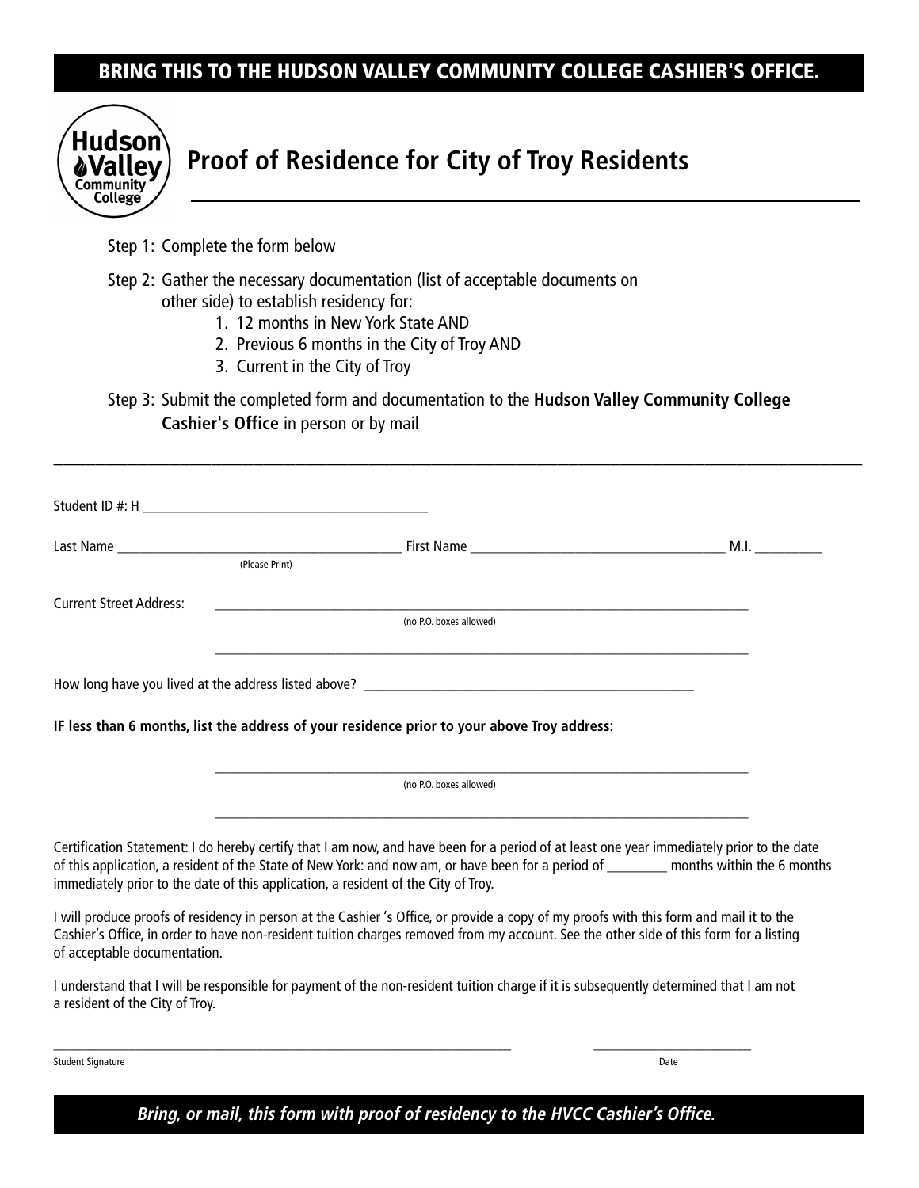**BRING THIS TO THE HUDSON VALLEY COMMUNITY COLLEGE CASHIER'S OFFICE.**

Hudson Valley Community College

# Proof of Residence for City of Troy Residents

Step 1: Complete the form below

Step 2: Gather the necessary documentation (list of acceptable documents on other side) to establish residency for:

1. 12 months in New York State AND
2. Previous 6 months in the City of Troy AND
3. Current in the City of Troy

Step 3: Submit the completed form and documentation to the **Hudson Valley Community College Cashier's Office** in person or by mail

---

Student ID #: H ___________________________________

Last Name ___________________________________ First Name ___________________________________ M.I. __________
(Please Print)

Current Street Address: ___________________________________________________________
(no P.O. boxes allowed)

___________________________________________________________

How long have you lived at the address listed above? ___________________________________

**IF less than 6 months, list the address of your residence prior to your above Troy address:**

___________________________________________________________
(no P.O. boxes allowed)

___________________________________________________________

Certification Statement: I do hereby certify that I am now, and have been for a period of at least one year immediately prior to the date of this application, a resident of the State of New York: and now am, or have been for a period of _________ months within the 6 months immediately prior to the date of this application, a resident of the City of Troy.

I will produce proofs of residency in person at the Cashier 's Office, or provide a copy of my proofs with this form and mail it to the Cashier's Office, in order to have non-resident tuition charges removed from my account. See the other side of this form for a listing of acceptable documentation.

I understand that I will be responsible for payment of the non-resident tuition charge if it is subsequently determined that I am not a resident of the City of Troy.

___________________________________________________________ ________________________
Student Signature Date

***Bring, or mail, this form with proof of residency to the HVCC Cashier's Office.***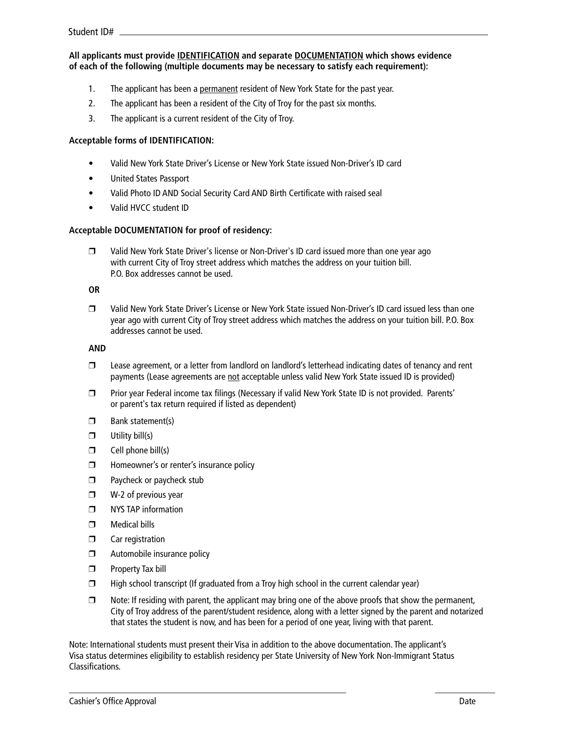Student ID# ______________________________

**All applicants must provide <u>IDENTIFICATION</u> and separate <u>DOCUMENTATION</u> which shows evidence of each of the following (multiple documents may be necessary to satisfy each requirement):**

1. The applicant has been a <u>permanent</u> resident of New York State for the past year.
2. The applicant has been a resident of the City of Troy for the past six months.
3. The applicant is a current resident of the City of Troy.

**Acceptable forms of IDENTIFICATION:**

- Valid New York State Driver's License or New York State issued Non-Driver's ID card
- United States Passport
- Valid Photo ID AND Social Security Card AND Birth Certificate with raised seal
- Valid HVCC student ID

**Acceptable DOCUMENTATION for proof of residency:**

- ❒ Valid New York State Driver's license or Non-Driver's ID card issued more than one year ago with current City of Troy street address which matches the address on your tuition bill. P.O. Box addresses cannot be used.

**OR**

- ❒ Valid New York State Driver's License or New York State issued Non-Driver's ID card issued less than one year ago with current City of Troy street address which matches the address on your tuition bill. P.O. Box addresses cannot be used.

**AND**

- ❒ Lease agreement, or a letter from landlord on landlord's letterhead indicating dates of tenancy and rent payments (Lease agreements are <u>not</u> acceptable unless valid New York State issued ID is provided)
- ❒ Prior year Federal income tax filings (Necessary if valid New York State ID is not provided. Parents' or parent's tax return required if listed as dependent)
- ❒ Bank statement(s)
- ❒ Utility bill(s)
- ❒ Cell phone bill(s)
- ❒ Homeowner's or renter's insurance policy
- ❒ Paycheck or paycheck stub
- ❒ W-2 of previous year
- ❒ NYS TAP information
- ❒ Medical bills
- ❒ Car registration
- ❒ Automobile insurance policy
- ❒ Property Tax bill
- ❒ High school transcript (If graduated from a Troy high school in the current calendar year)
- ❒ Note: If residing with parent, the applicant may bring one of the above proofs that show the permanent, City of Troy address of the parent/student residence, along with a letter signed by the parent and notarized that states the student is now, and has been for a period of one year, living with that parent.

Note: International students must present their Visa in addition to the above documentation. The applicant's Visa status determines eligibility to establish residency per State University of New York Non-Immigrant Status Classifications.

______________________________ ______________

Cashier's Office Approval Date